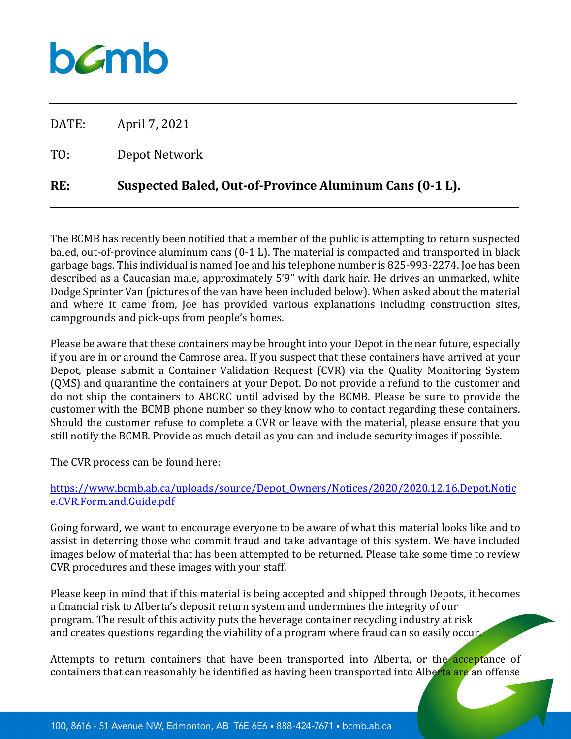bcmb

DATE: April 7, 2021

TO: Depot Network

**RE: Suspected Baled, Out-of-Province Aluminum Cans (0-1 L).**

The BCMB has recently been notified that a member of the public is attempting to return suspected baled, out-of-province aluminum cans (0-1 L). The material is compacted and transported in black garbage bags. This individual is named Joe and his telephone number is 825-993-2274. Joe has been described as a Caucasian male, approximately 5'9" with dark hair. He drives an unmarked, white Dodge Sprinter Van (pictures of the van have been included below). When asked about the material and where it came from, Joe has provided various explanations including construction sites, campgrounds and pick-ups from people's homes.

Please be aware that these containers may be brought into your Depot in the near future, especially if you are in or around the Camrose area. If you suspect that these containers have arrived at your Depot, please submit a Container Validation Request (CVR) via the Quality Monitoring System (QMS) and quarantine the containers at your Depot. Do not provide a refund to the customer and do not ship the containers to ABCRC until advised by the BCMB. Please be sure to provide the customer with the BCMB phone number so they know who to contact regarding these containers. Should the customer refuse to complete a CVR or leave with the material, please ensure that you still notify the BCMB. Provide as much detail as you can and include security images if possible.

The CVR process can be found here:

https://www.bcmb.ab.ca/uploads/source/Depot_Owners/Notices/2020/2020.12.16.Depot.Notice.CVR.Form.and.Guide.pdf

Going forward, we want to encourage everyone to be aware of what this material looks like and to assist in deterring those who commit fraud and take advantage of this system. We have included images below of material that has been attempted to be returned. Please take some time to review CVR procedures and these images with your staff.

Please keep in mind that if this material is being accepted and shipped through Depots, it becomes a financial risk to Alberta's deposit return system and undermines the integrity of our program. The result of this activity puts the beverage container recycling industry at risk and creates questions regarding the viability of a program where fraud can so easily occur.

Attempts to return containers that have been transported into Alberta, or the acceptance of containers that can reasonably be identified as having been transported into Alberta are an offense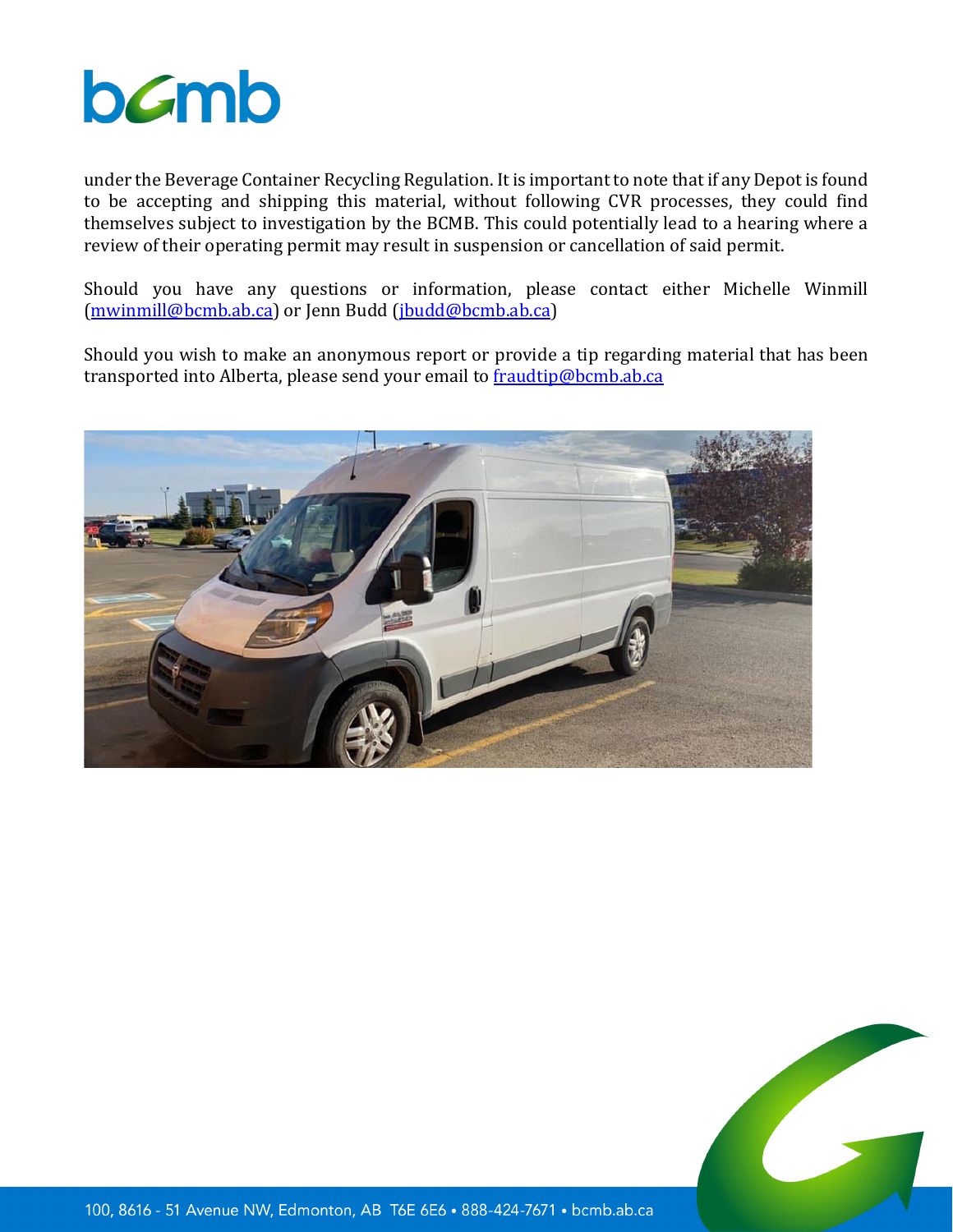under the Beverage Container Recycling Regulation. It is important to note that if any Depot is found to be accepting and shipping this material, without following CVR processes, they could find themselves subject to investigation by the BCMB. This could potentially lead to a hearing where a review of their operating permit may result in suspension or cancellation of said permit.

Should you have any questions or information, please contact either Michelle Winmill (mwinmill@bcmb.ab.ca) or Jenn Budd (jbudd@bcmb.ab.ca)

Should you wish to make an anonymous report or provide a tip regarding material that has been transported into Alberta, please send your email to fraudtip@bcmb.ab.ca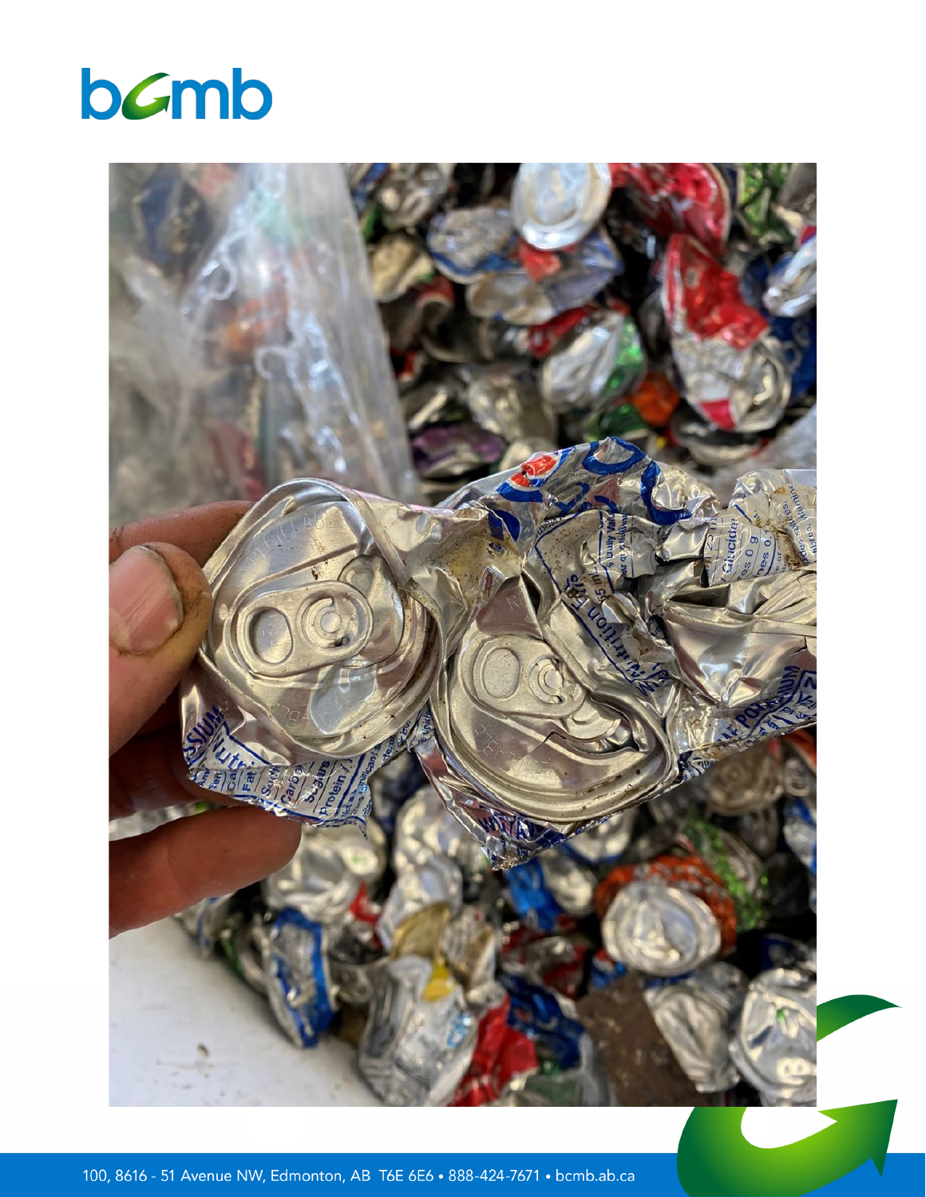# bcmb

100, 8616 - 51 Avenue NW, Edmonton, AB T6E 6E6 • 888-424-7671 • bcmb.ab.ca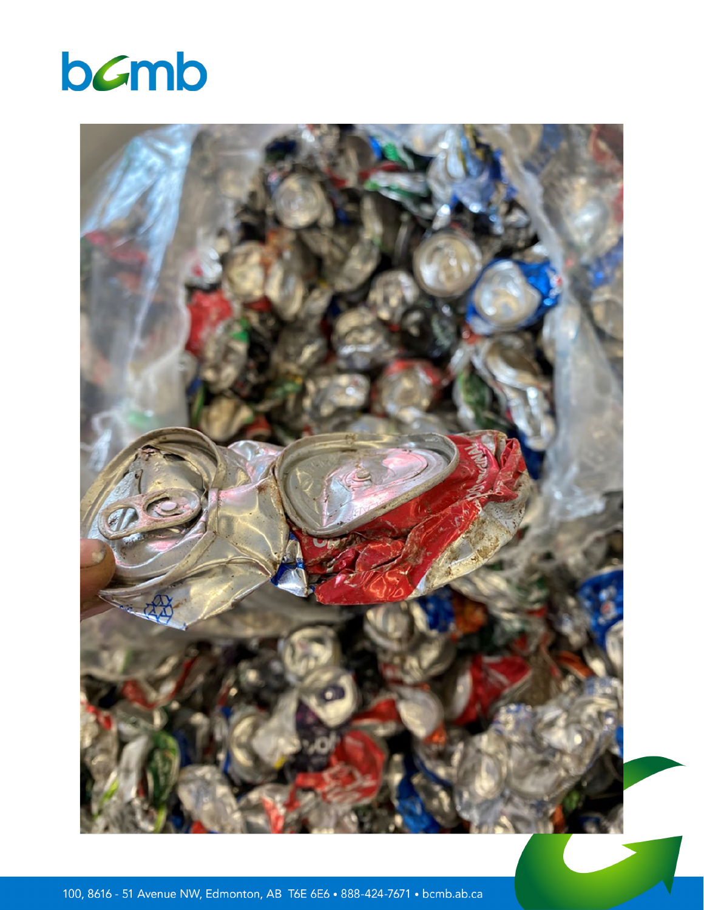bcmb

100, 8616 - 51 Avenue NW, Edmonton, AB T6E 6E6 • 888-424-7671 • bcmb.ab.ca